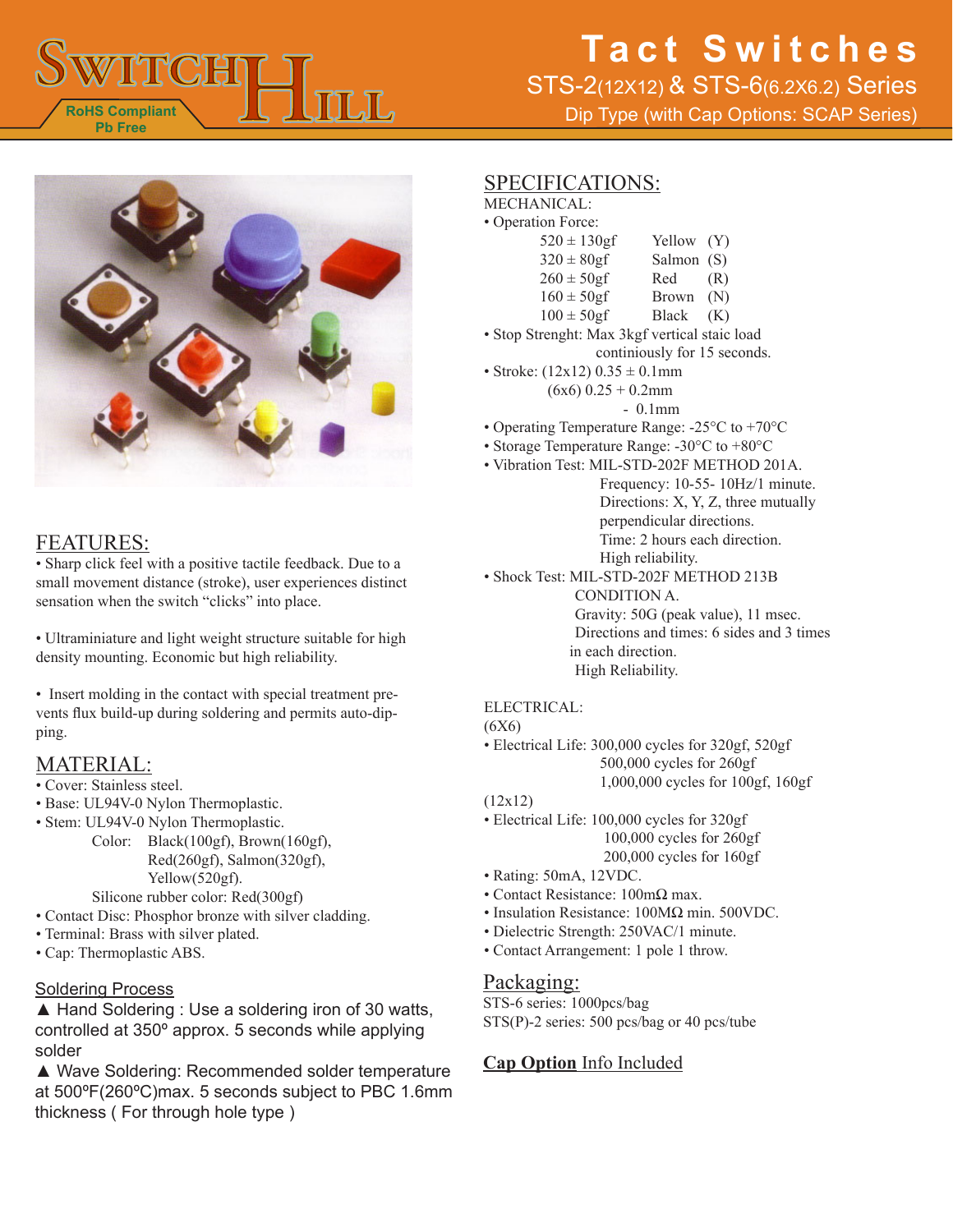# SWITCH HILL

RoHS Compliant
Pb Free

# Tact Switches

## STS-2(12X12) & STS-6(6.2X6.2) Series

Dip Type (with Cap Options: SCAP Series)

## FEATURES:

- Sharp click feel with a positive tactile feedback. Due to a small movement distance (stroke), user experiences distinct sensation when the switch "clicks" into place.

- Ultraminiature and light weight structure suitable for high density mounting. Economic but high reliability.

- Insert molding in the contact with special treatment prevents flux build-up during soldering and permits auto-dipping.

## MATERIAL:

- Cover: Stainless steel.
- Base: UL94V-0 Nylon Thermoplastic.
- Stem: UL94V-0 Nylon Thermoplastic.
  Color: Black(100gf), Brown(160gf), Red(260gf), Salmon(320gf), Yellow(520gf).
  Silicone rubber color: Red(300gf)
- Contact Disc: Phosphor bronze with silver cladding.
- Terminal: Brass with silver plated.
- Cap: Thermoplastic ABS.

### Soldering Process

▲ Hand Soldering : Use a soldering iron of 30 watts, controlled at 350º approx. 5 seconds while applying solder

▲ Wave Soldering: Recommended solder temperature at 500ºF(260ºC)max. 5 seconds subject to PBC 1.6mm thickness ( For through hole type )

## SPECIFICATIONS:

MECHANICAL:

- Operation Force:

| | | |
|---|---|---|
| 520 ± 130gf | Yellow | (Y) |
| 320 ± 80gf | Salmon | (S) |
| 260 ± 50gf | Red | (R) |
| 160 ± 50gf | Brown | (N) |
| 100 ± 50gf | Black | (K) |

- Stop Strenght: Max 3kgf vertical staic load continiously for 15 seconds.
- Stroke: (12x12) 0.35 ± 0.1mm
  (6x6) 0.25 + 0.2mm
  \- 0.1mm
- Operating Temperature Range: -25°C to +70°C
- Storage Temperature Range: -30°C to +80°C
- Vibration Test: MIL-STD-202F METHOD 201A.
  Frequency: 10-55- 10Hz/1 minute.
  Directions: X, Y, Z, three mutually perpendicular directions.
  Time: 2 hours each direction.
  High reliability.
- Shock Test: MIL-STD-202F METHOD 213B CONDITION A.
  Gravity: 50G (peak value), 11 msec.
  Directions and times: 6 sides and 3 times in each direction.
  High Reliability.

ELECTRICAL:

(6X6)

- Electrical Life: 300,000 cycles for 320gf, 520gf
  500,000 cycles for 260gf
  1,000,000 cycles for 100gf, 160gf

(12x12)

- Electrical Life: 100,000 cycles for 320gf
  100,000 cycles for 260gf
  200,000 cycles for 160gf
- Rating: 50mA, 12VDC.
- Contact Resistance: 100mΩ max.
- Insulation Resistance: 100MΩ min. 500VDC.
- Dielectric Strength: 250VAC/1 minute.
- Contact Arrangement: 1 pole 1 throw.

## Packaging:

STS-6 series: 1000pcs/bag
STS(P)-2 series: 500 pcs/bag or 40 pcs/tube

**Cap Option** Info Included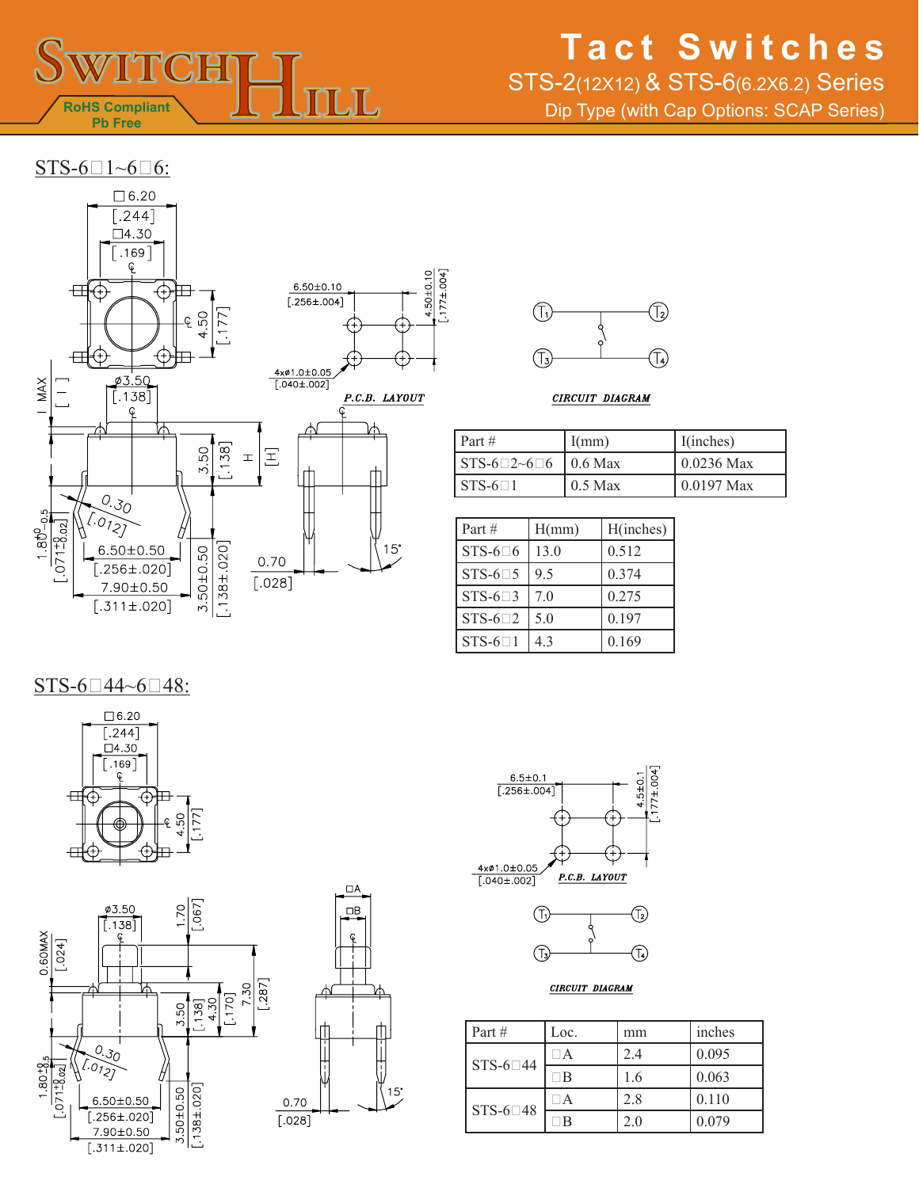# Tact Switches

## STS-2(12X12) & STS-6(6.2X6.2) Series

Dip Type (with Cap Options: SCAP Series)

RoHS Compliant
Pb Free

## STS-6□1~6□6:

P.C.B. LAYOUT

CIRCUIT DIAGRAM

| Part # | I(mm) | I(inches) |
|---|---|---|
| STS-6□2~6□6 | 0.6 Max | 0.0236 Max |
| STS-6□1 | 0.5 Max | 0.0197 Max |

| Part # | H(mm) | H(inches) |
|---|---|---|
| STS-6□6 | 13.0 | 0.512 |
| STS-6□5 | 9.5 | 0.374 |
| STS-6□3 | 7.0 | 0.275 |
| STS-6□2 | 5.0 | 0.197 |
| STS-6□1 | 4.3 | 0.169 |

## STS-6□44~6□48:

P.C.B. LAYOUT

CIRCUIT DIAGRAM

| Part # | Loc. | mm | inches |
|---|---|---|---|
| STS-6□44 | □A | 2.4 | 0.095 |
| | □B | 1.6 | 0.063 |
| STS-6□48 | □A | 2.8 | 0.110 |
| | □B | 2.0 | 0.079 |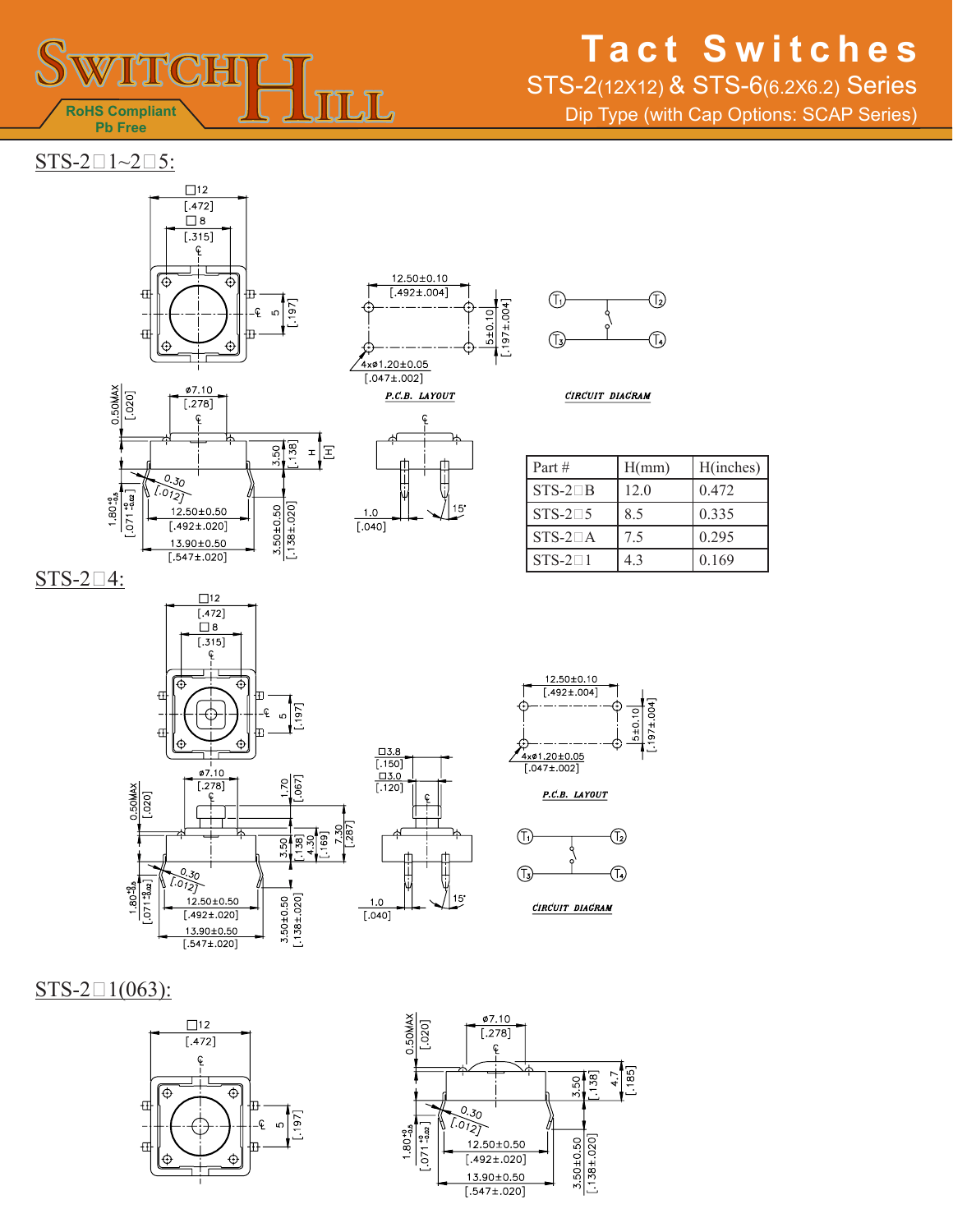# Tact Switches

## STS-2(12X12) & STS-6(6.2X6.2) Series

Dip Type (with Cap Options: SCAP Series)

RoHS Compliant
Pb Free

### STS-2□1~2□5:

P.C.B. LAYOUT

CIRCUIT DIAGRAM

| Part # | H(mm) | H(inches) |
|---|---|---|
| STS-2□B | 12.0 | 0.472 |
| STS-2□5 | 8.5 | 0.335 |
| STS-2□A | 7.5 | 0.295 |
| STS-2□1 | 4.3 | 0.169 |

### STS-2□4:

P.C.B. LAYOUT

CIRCUIT DIAGRAM

### STS-2□1(063):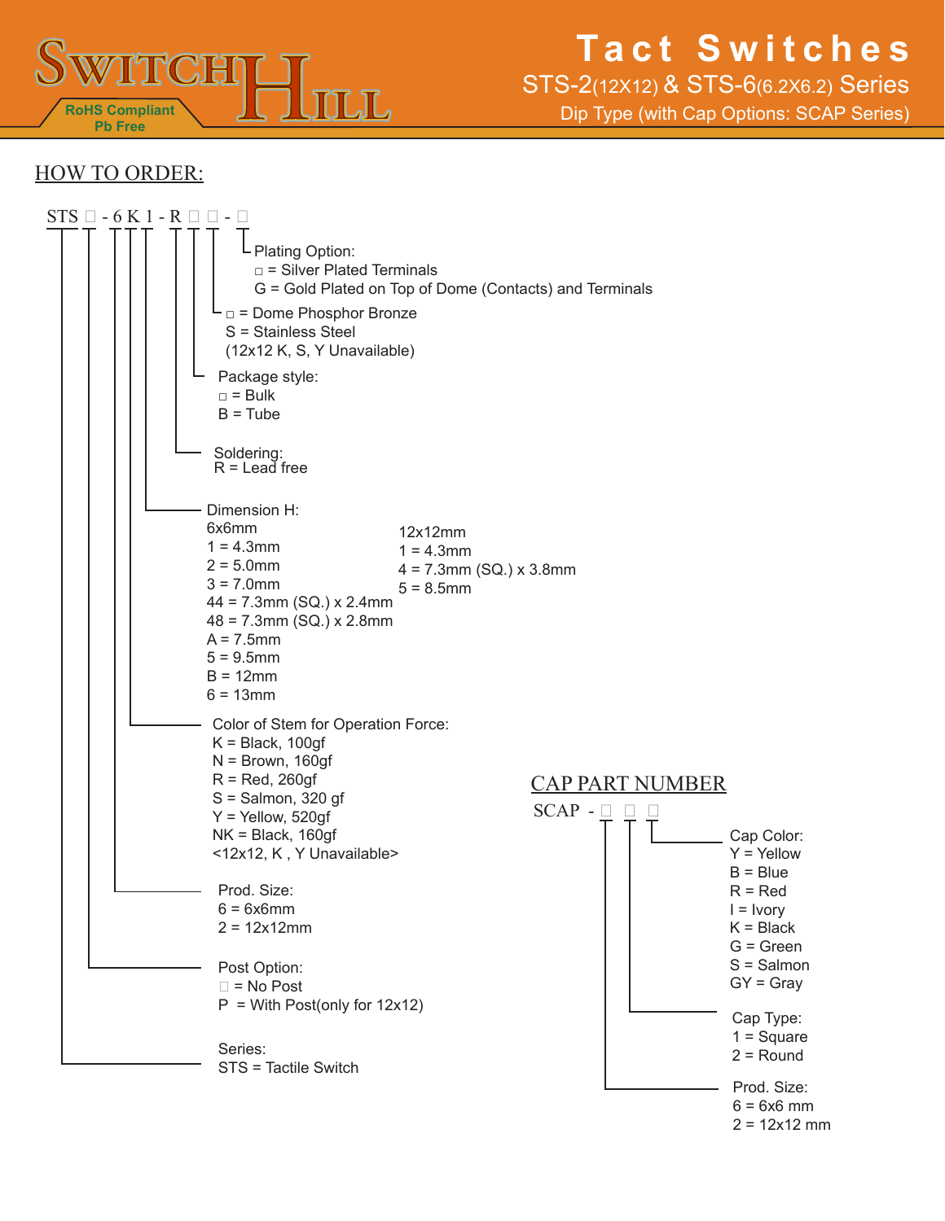# Tact Switches

## STS-2(12X12) & STS-6(6.2X6.2) Series

Dip Type (with Cap Options: SCAP Series)

RoHS Compliant
Pb Free

## HOW TO ORDER:

STS □ - 6 K 1 - R □ □ - □

**Plating Option:**
- □ = Silver Plated Terminals
- G = Gold Plated on Top of Dome (Contacts) and Terminals

**Dome:**
- □ = Dome Phosphor Bronze
- S = Stainless Steel
- (12x12 K, S, Y Unavailable)

**Package style:**
- □ = Bulk
- B = Tube

**Soldering:**
- R = Lead free

**Dimension H:**

6x6mm
- 1 = 4.3mm
- 2 = 5.0mm
- 3 = 7.0mm
- 44 = 7.3mm (SQ.) x 2.4mm
- 48 = 7.3mm (SQ.) x 2.8mm
- A = 7.5mm
- 5 = 9.5mm
- B = 12mm
- 6 = 13mm

12x12mm
- 1 = 4.3mm
- 4 = 7.3mm (SQ.) x 3.8mm
- 5 = 8.5mm

**Color of Stem for Operation Force:**
- K = Black, 100gf
- N = Brown, 160gf
- R = Red, 260gf
- S = Salmon, 320 gf
- Y = Yellow, 520gf
- NK = Black, 160gf
- <12x12, K , Y Unavailable>

**Prod. Size:**
- 6 = 6x6mm
- 2 = 12x12mm

**Post Option:**
- □ = No Post
- P = With Post(only for 12x12)

**Series:**
- STS = Tactile Switch

## CAP PART NUMBER

SCAP - □ □ □

**Cap Color:**
- Y = Yellow
- B = Blue
- R = Red
- I = Ivory
- K = Black
- G = Green
- S = Salmon
- GY = Gray

**Cap Type:**
- 1 = Square
- 2 = Round

**Prod. Size:**
- 6 = 6x6 mm
- 2 = 12x12 mm